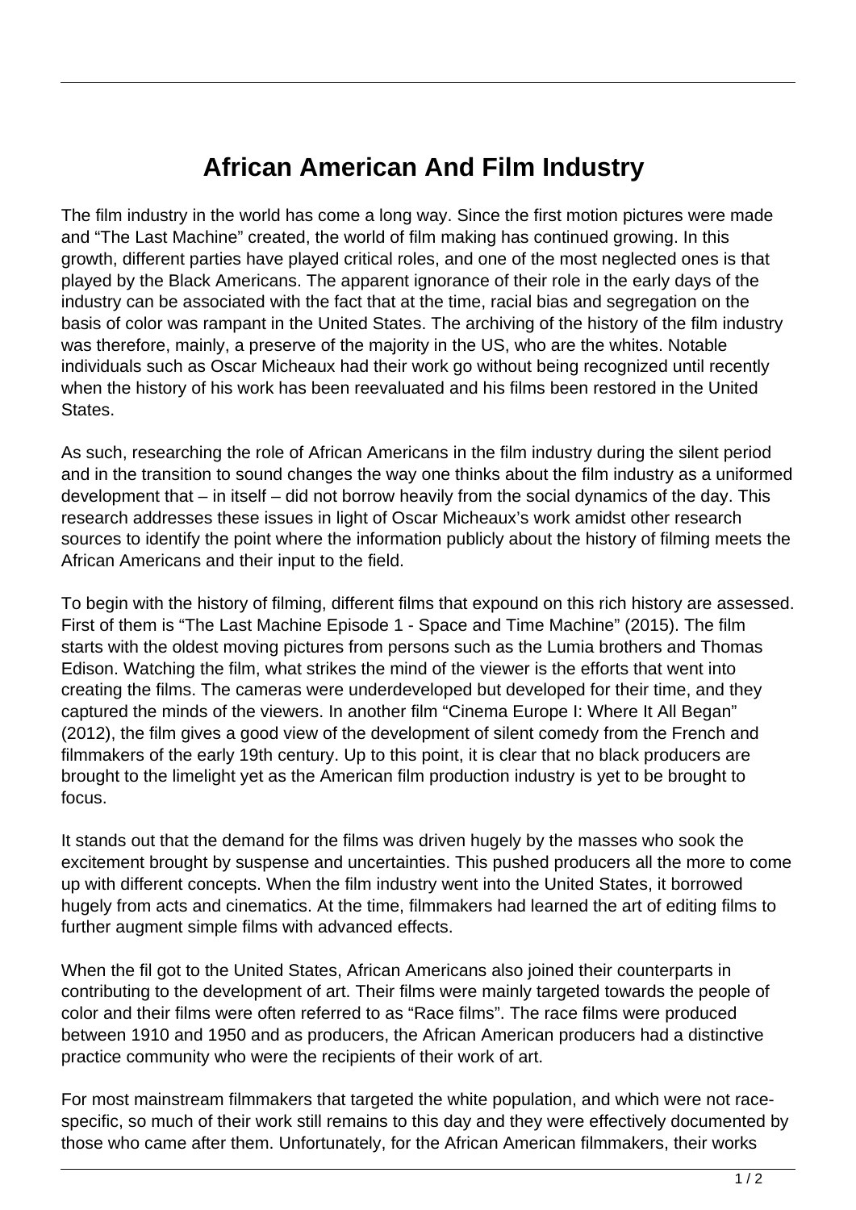# African American And Film Industry

The film industry in the world has come a long way. Since the first motion pictures were made and "The Last Machine" created, the world of film making has continued growing. In this growth, different parties have played critical roles, and one of the most neglected ones is that played by the Black Americans. The apparent ignorance of their role in the early days of the industry can be associated with the fact that at the time, racial bias and segregation on the basis of color was rampant in the United States. The archiving of the history of the film industry was therefore, mainly, a preserve of the majority in the US, who are the whites. Notable individuals such as Oscar Micheaux had their work go without being recognized until recently when the history of his work has been reevaluated and his films been restored in the United States.

As such, researching the role of African Americans in the film industry during the silent period and in the transition to sound changes the way one thinks about the film industry as a uniformed development that – in itself – did not borrow heavily from the social dynamics of the day. This research addresses these issues in light of Oscar Micheaux's work amidst other research sources to identify the point where the information publicly about the history of filming meets the African Americans and their input to the field.

To begin with the history of filming, different films that expound on this rich history are assessed. First of them is "The Last Machine Episode 1 - Space and Time Machine" (2015). The film starts with the oldest moving pictures from persons such as the Lumia brothers and Thomas Edison. Watching the film, what strikes the mind of the viewer is the efforts that went into creating the films. The cameras were underdeveloped but developed for their time, and they captured the minds of the viewers. In another film "Cinema Europe I: Where It All Began" (2012), the film gives a good view of the development of silent comedy from the French and filmmakers of the early 19th century. Up to this point, it is clear that no black producers are brought to the limelight yet as the American film production industry is yet to be brought to focus.

It stands out that the demand for the films was driven hugely by the masses who sook the excitement brought by suspense and uncertainties. This pushed producers all the more to come up with different concepts. When the film industry went into the United States, it borrowed hugely from acts and cinematics. At the time, filmmakers had learned the art of editing films to further augment simple films with advanced effects.

When the fil got to the United States, African Americans also joined their counterparts in contributing to the development of art. Their films were mainly targeted towards the people of color and their films were often referred to as "Race films". The race films were produced between 1910 and 1950 and as producers, the African American producers had a distinctive practice community who were the recipients of their work of art.

For most mainstream filmmakers that targeted the white population, and which were not race-specific, so much of their work still remains to this day and they were effectively documented by those who came after them. Unfortunately, for the African American filmmakers, their works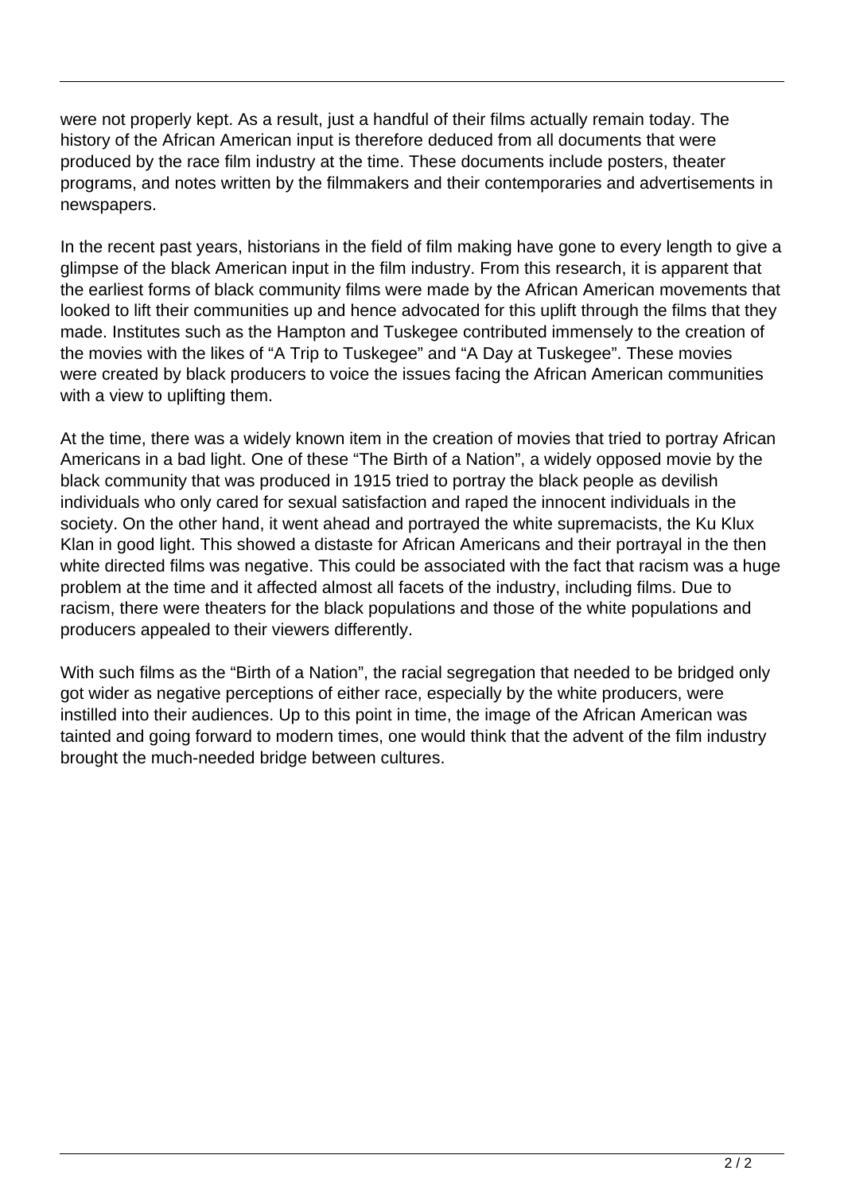were not properly kept. As a result, just a handful of their films actually remain today. The history of the African American input is therefore deduced from all documents that were produced by the race film industry at the time. These documents include posters, theater programs, and notes written by the filmmakers and their contemporaries and advertisements in newspapers.

In the recent past years, historians in the field of film making have gone to every length to give a glimpse of the black American input in the film industry. From this research, it is apparent that the earliest forms of black community films were made by the African American movements that looked to lift their communities up and hence advocated for this uplift through the films that they made. Institutes such as the Hampton and Tuskegee contributed immensely to the creation of the movies with the likes of “A Trip to Tuskegee” and “A Day at Tuskegee”. These movies were created by black producers to voice the issues facing the African American communities with a view to uplifting them.

At the time, there was a widely known item in the creation of movies that tried to portray African Americans in a bad light. One of these “The Birth of a Nation”, a widely opposed movie by the black community that was produced in 1915 tried to portray the black people as devilish individuals who only cared for sexual satisfaction and raped the innocent individuals in the society. On the other hand, it went ahead and portrayed the white supremacists, the Ku Klux Klan in good light. This showed a distaste for African Americans and their portrayal in the then white directed films was negative. This could be associated with the fact that racism was a huge problem at the time and it affected almost all facets of the industry, including films. Due to racism, there were theaters for the black populations and those of the white populations and producers appealed to their viewers differently.

With such films as the “Birth of a Nation”, the racial segregation that needed to be bridged only got wider as negative perceptions of either race, especially by the white producers, were instilled into their audiences. Up to this point in time, the image of the African American was tainted and going forward to modern times, one would think that the advent of the film industry brought the much-needed bridge between cultures.